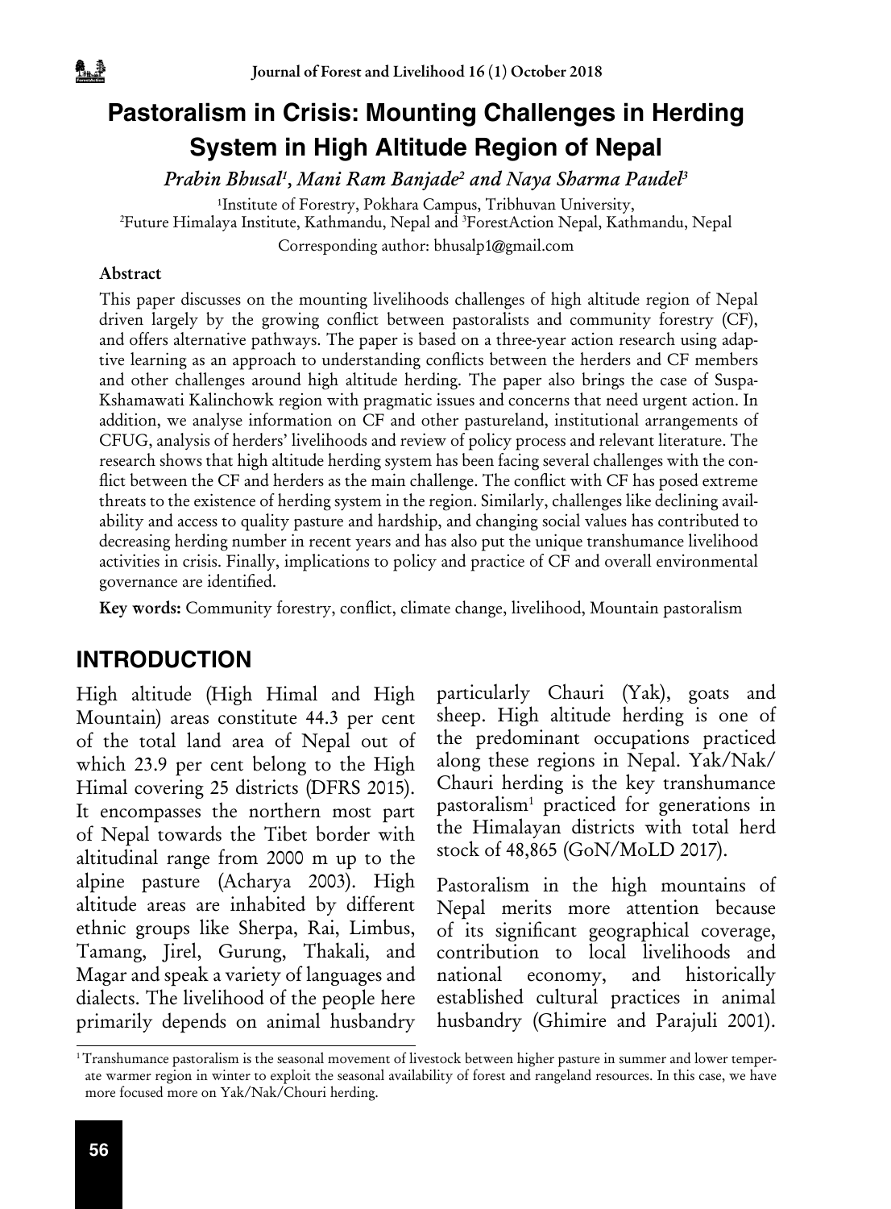# Pastoralism in Crisis: Mounting Challenges in Herding System in High Altitude Region of Nepal

*Prabin Bhusal[1], Mani Ram Banjade[2] and Naya Sharma Paudel[3]*

[1]Institute of Forestry, Pokhara Campus, Tribhuvan University,
[2]Future Himalaya Institute, Kathmandu, Nepal and [3]ForestAction Nepal, Kathmandu, Nepal

Corresponding author: bhusalp1@gmail.com

### Abstract

This paper discusses on the mounting livelihoods challenges of high altitude region of Nepal driven largely by the growing conflict between pastoralists and community forestry (CF), and offers alternative pathways. The paper is based on a three-year action research using adaptive learning as an approach to understanding conflicts between the herders and CF members and other challenges around high altitude herding. The paper also brings the case of Suspa-Kshamawati Kalinchowk region with pragmatic issues and concerns that need urgent action. In addition, we analyse information on CF and other pastureland, institutional arrangements of CFUG, analysis of herders' livelihoods and review of policy process and relevant literature. The research shows that high altitude herding system has been facing several challenges with the conflict between the CF and herders as the main challenge. The conflict with CF has posed extreme threats to the existence of herding system in the region. Similarly, challenges like declining availability and access to quality pasture and hardship, and changing social values has contributed to decreasing herding number in recent years and has also put the unique transhumance livelihood activities in crisis. Finally, implications to policy and practice of CF and overall environmental governance are identified.

**Key words:** Community forestry, conflict, climate change, livelihood, Mountain pastoralism

## INTRODUCTION

High altitude (High Himal and High Mountain) areas constitute 44.3 per cent of the total land area of Nepal out of which 23.9 per cent belong to the High Himal covering 25 districts (DFRS 2015). It encompasses the northern most part of Nepal towards the Tibet border with altitudinal range from 2000 m up to the alpine pasture (Acharya 2003). High altitude areas are inhabited by different ethnic groups like Sherpa, Rai, Limbus, Tamang, Jirel, Gurung, Thakali, and Magar and speak a variety of languages and dialects. The livelihood of the people here primarily depends on animal husbandry particularly Chauri (Yak), goats and sheep. High altitude herding is one of the predominant occupations practiced along these regions in Nepal. Yak/Nak/Chauri herding is the key transhumance pastoralism[1] practiced for generations in the Himalayan districts with total herd stock of 48,865 (GoN/MoLD 2017).

Pastoralism in the high mountains of Nepal merits more attention because of its significant geographical coverage, contribution to local livelihoods and national economy, and historically established cultural practices in animal husbandry (Ghimire and Parajuli 2001).

[1] Transhumance pastoralism is the seasonal movement of livestock between higher pasture in summer and lower temperate warmer region in winter to exploit the seasonal availability of forest and rangeland resources. In this case, we have more focused more on Yak/Nak/Chouri herding.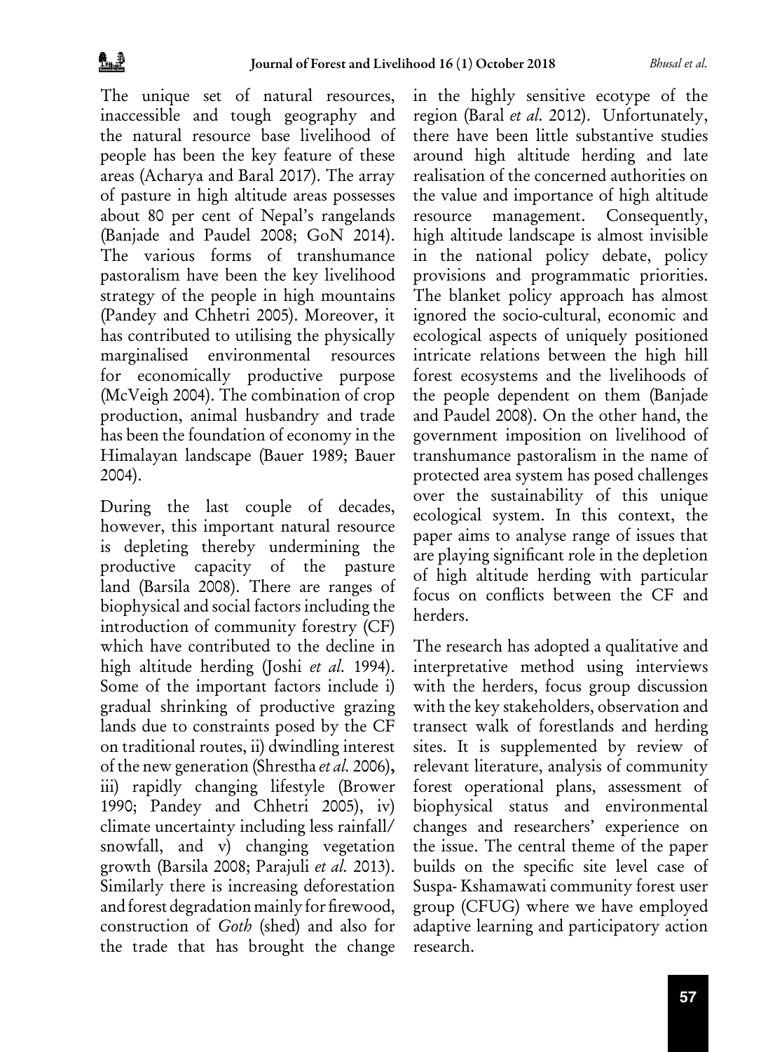The unique set of natural resources, inaccessible and tough geography and the natural resource base livelihood of people has been the key feature of these areas (Acharya and Baral 2017). The array of pasture in high altitude areas possesses about 80 per cent of Nepal's rangelands (Banjade and Paudel 2008; GoN 2014). The various forms of transhumance pastoralism have been the key livelihood strategy of the people in high mountains (Pandey and Chhetri 2005). Moreover, it has contributed to utilising the physically marginalised environmental resources for economically productive purpose (McVeigh 2004). The combination of crop production, animal husbandry and trade has been the foundation of economy in the Himalayan landscape (Bauer 1989; Bauer 2004).

During the last couple of decades, however, this important natural resource is depleting thereby undermining the productive capacity of the pasture land (Barsila 2008). There are ranges of biophysical and social factors including the introduction of community forestry (CF) which have contributed to the decline in high altitude herding (Joshi *et al.* 1994). Some of the important factors include i) gradual shrinking of productive grazing lands due to constraints posed by the CF on traditional routes, ii) dwindling interest of the new generation (Shrestha *et al.* 2006), iii) rapidly changing lifestyle (Brower 1990; Pandey and Chhetri 2005), iv) climate uncertainty including less rainfall/ snowfall, and v) changing vegetation growth (Barsila 2008; Parajuli *et al.* 2013). Similarly there is increasing deforestation and forest degradation mainly for firewood, construction of *Goth* (shed) and also for the trade that has brought the change in the highly sensitive ecotype of the region (Baral *et al.* 2012). Unfortunately, there have been little substantive studies around high altitude herding and late realisation of the concerned authorities on the value and importance of high altitude resource management. Consequently, high altitude landscape is almost invisible in the national policy debate, policy provisions and programmatic priorities. The blanket policy approach has almost ignored the socio-cultural, economic and ecological aspects of uniquely positioned intricate relations between the high hill forest ecosystems and the livelihoods of the people dependent on them (Banjade and Paudel 2008). On the other hand, the government imposition on livelihood of transhumance pastoralism in the name of protected area system has posed challenges over the sustainability of this unique ecological system. In this context, the paper aims to analyse range of issues that are playing significant role in the depletion of high altitude herding with particular focus on conflicts between the CF and herders.

The research has adopted a qualitative and interpretative method using interviews with the herders, focus group discussion with the key stakeholders, observation and transect walk of forestlands and herding sites. It is supplemented by review of relevant literature, analysis of community forest operational plans, assessment of biophysical status and environmental changes and researchers' experience on the issue. The central theme of the paper builds on the specific site level case of Suspa- Kshamawati community forest user group (CFUG) where we have employed adaptive learning and participatory action research.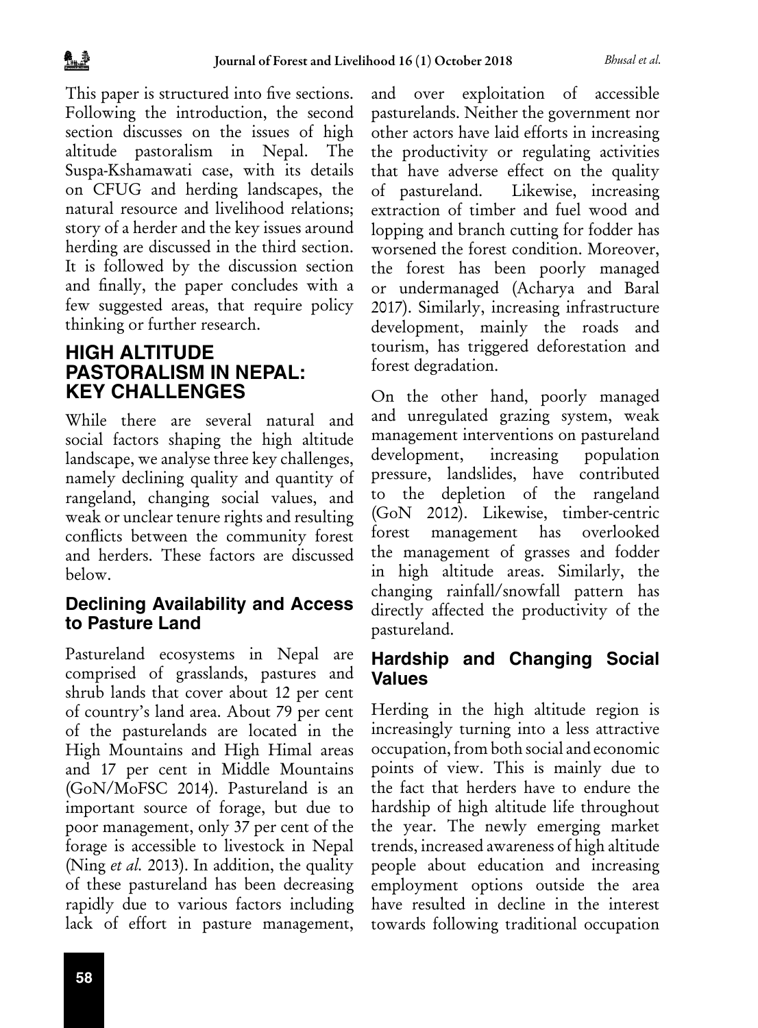This paper is structured into five sections. Following the introduction, the second section discusses on the issues of high altitude pastoralism in Nepal. The Suspa-Kshamawati case, with its details on CFUG and herding landscapes, the natural resource and livelihood relations; story of a herder and the key issues around herding are discussed in the third section. It is followed by the discussion section and finally, the paper concludes with a few suggested areas, that require policy thinking or further research.

## HIGH ALTITUDE PASTORALISM IN NEPAL: KEY CHALLENGES

While there are several natural and social factors shaping the high altitude landscape, we analyse three key challenges, namely declining quality and quantity of rangeland, changing social values, and weak or unclear tenure rights and resulting conflicts between the community forest and herders. These factors are discussed below.

### Declining Availability and Access to Pasture Land

Pastureland ecosystems in Nepal are comprised of grasslands, pastures and shrub lands that cover about 12 per cent of country's land area. About 79 per cent of the pasturelands are located in the High Mountains and High Himal areas and 17 per cent in Middle Mountains (GoN/MoFSC 2014). Pastureland is an important source of forage, but due to poor management, only 37 per cent of the forage is accessible to livestock in Nepal (Ning *et al.* 2013). In addition, the quality of these pastureland has been decreasing rapidly due to various factors including lack of effort in pasture management, and over exploitation of accessible pasturelands. Neither the government nor other actors have laid efforts in increasing the productivity or regulating activities that have adverse effect on the quality of pastureland. Likewise, increasing extraction of timber and fuel wood and lopping and branch cutting for fodder has worsened the forest condition. Moreover, the forest has been poorly managed or undermanaged (Acharya and Baral 2017). Similarly, increasing infrastructure development, mainly the roads and tourism, has triggered deforestation and forest degradation.

On the other hand, poorly managed and unregulated grazing system, weak management interventions on pastureland development, increasing population pressure, landslides, have contributed to the depletion of the rangeland (GoN 2012). Likewise, timber-centric forest management has overlooked the management of grasses and fodder in high altitude areas. Similarly, the changing rainfall/snowfall pattern has directly affected the productivity of the pastureland.

### Hardship and Changing Social Values

Herding in the high altitude region is increasingly turning into a less attractive occupation, from both social and economic points of view. This is mainly due to the fact that herders have to endure the hardship of high altitude life throughout the year. The newly emerging market trends, increased awareness of high altitude people about education and increasing employment options outside the area have resulted in decline in the interest towards following traditional occupation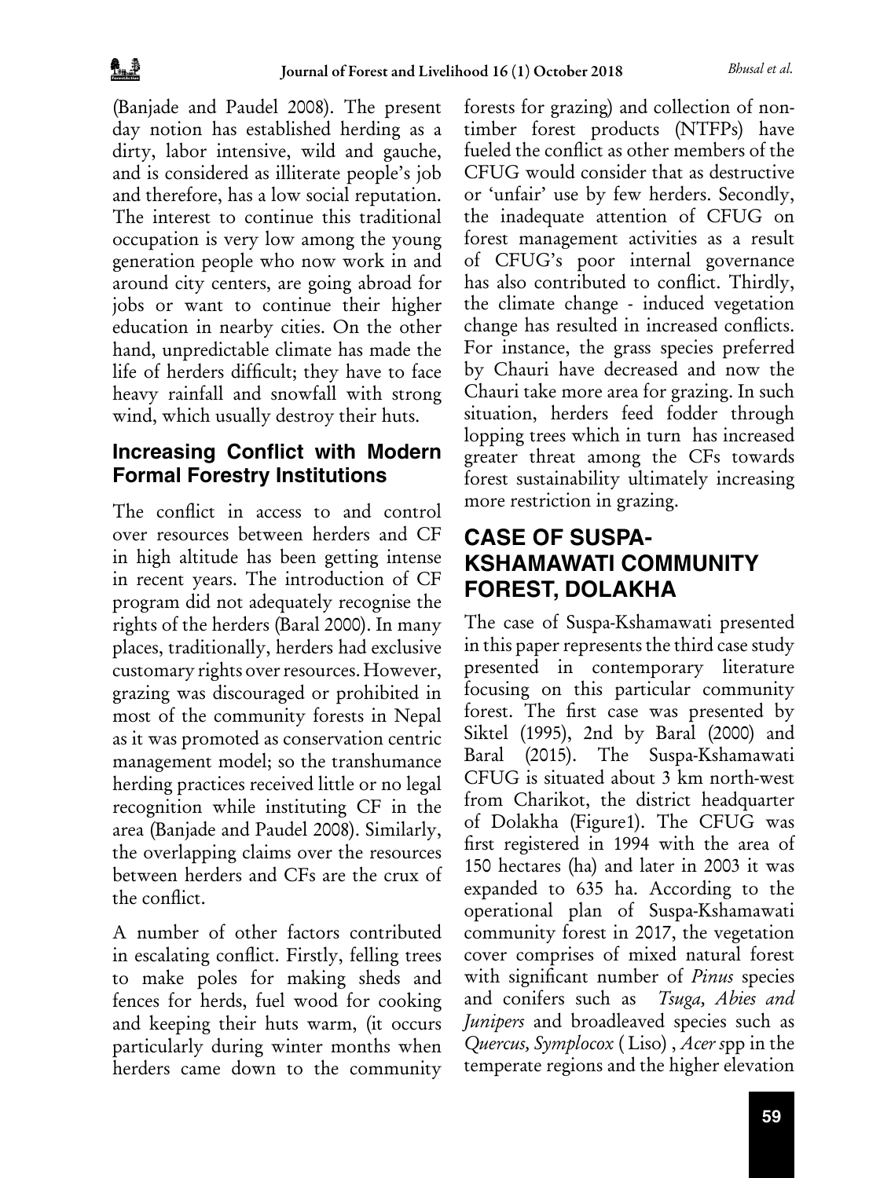(Banjade and Paudel 2008). The present day notion has established herding as a dirty, labor intensive, wild and gauche, and is considered as illiterate people's job and therefore, has a low social reputation. The interest to continue this traditional occupation is very low among the young generation people who now work in and around city centers, are going abroad for jobs or want to continue their higher education in nearby cities. On the other hand, unpredictable climate has made the life of herders difficult; they have to face heavy rainfall and snowfall with strong wind, which usually destroy their huts.

### Increasing Conflict with Modern Formal Forestry Institutions

The conflict in access to and control over resources between herders and CF in high altitude has been getting intense in recent years. The introduction of CF program did not adequately recognise the rights of the herders (Baral 2000). In many places, traditionally, herders had exclusive customary rights over resources. However, grazing was discouraged or prohibited in most of the community forests in Nepal as it was promoted as conservation centric management model; so the transhumance herding practices received little or no legal recognition while instituting CF in the area (Banjade and Paudel 2008). Similarly, the overlapping claims over the resources between herders and CFs are the crux of the conflict.

A number of other factors contributed in escalating conflict. Firstly, felling trees to make poles for making sheds and fences for herds, fuel wood for cooking and keeping their huts warm, (it occurs particularly during winter months when herders came down to the community forests for grazing) and collection of non-timber forest products (NTFPs) have fueled the conflict as other members of the CFUG would consider that as destructive or 'unfair' use by few herders. Secondly, the inadequate attention of CFUG on forest management activities as a result of CFUG's poor internal governance has also contributed to conflict. Thirdly, the climate change - induced vegetation change has resulted in increased conflicts. For instance, the grass species preferred by Chauri have decreased and now the Chauri take more area for grazing. In such situation, herders feed fodder through lopping trees which in turn has increased greater threat among the CFs towards forest sustainability ultimately increasing more restriction in grazing.

## CASE OF SUSPA-KSHAMAWATI COMMUNITY FOREST, DOLAKHA

The case of Suspa-Kshamawati presented in this paper represents the third case study presented in contemporary literature focusing on this particular community forest. The first case was presented by Siktel (1995), 2nd by Baral (2000) and Baral (2015). The Suspa-Kshamawati CFUG is situated about 3 km north-west from Charikot, the district headquarter of Dolakha (Figure1). The CFUG was first registered in 1994 with the area of 150 hectares (ha) and later in 2003 it was expanded to 635 ha. According to the operational plan of Suspa-Kshamawati community forest in 2017, the vegetation cover comprises of mixed natural forest with significant number of *Pinus* species and conifers such as *Tsuga, Abies and Junipers* and broadleaved species such as *Quercus, Symplocox* ( Liso) , *Acer* spp in the temperate regions and the higher elevation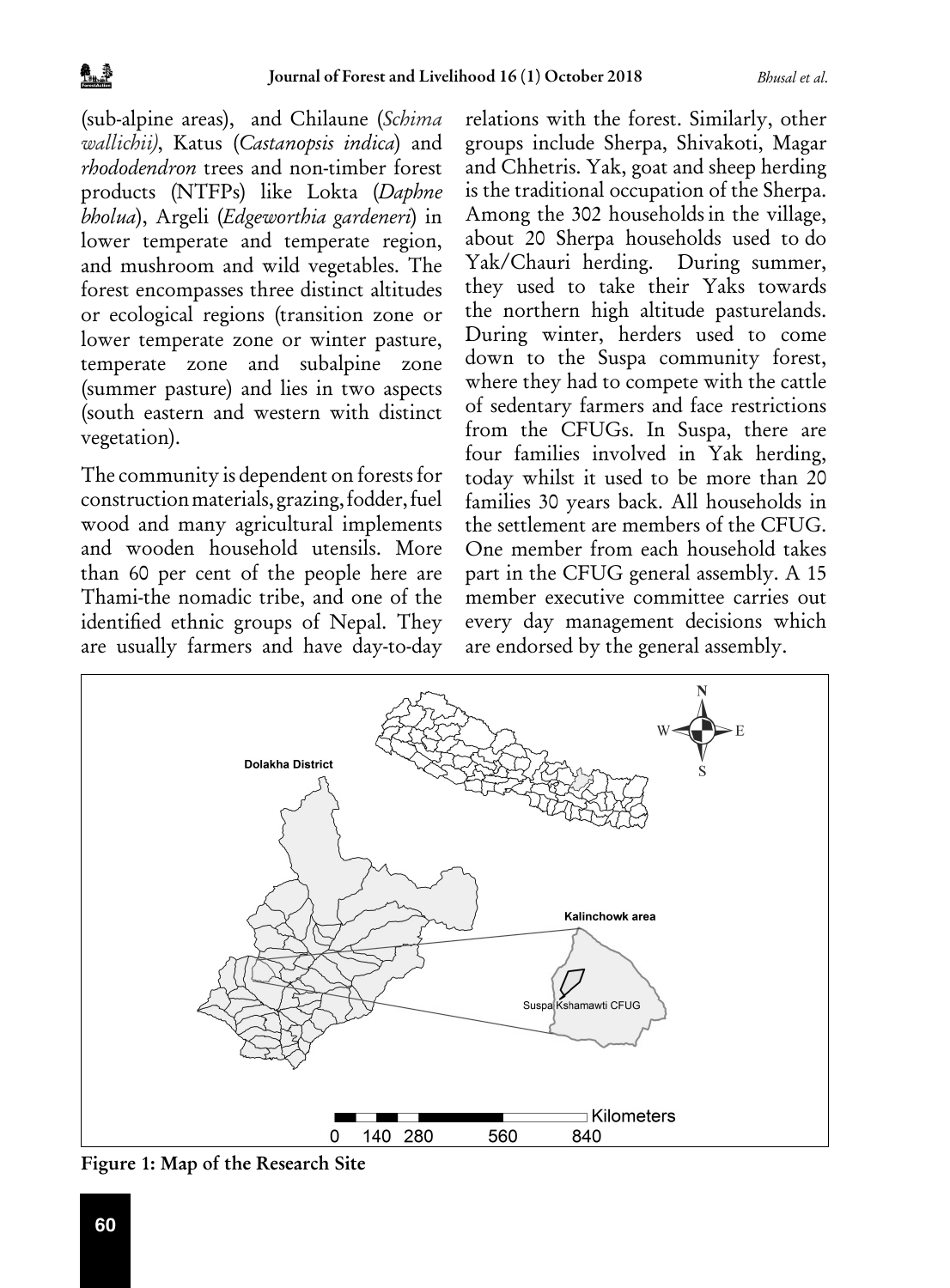(sub-alpine areas), and Chilaune (*Schima wallichii)*, Katus (*Castanopsis indica*) and *rhododendron* trees and non-timber forest products (NTFPs) like Lokta (*Daphne bholua*), Argeli (*Edgeworthia gardeneri*) in lower temperate and temperate region, and mushroom and wild vegetables. The forest encompasses three distinct altitudes or ecological regions (transition zone or lower temperate zone or winter pasture, temperate zone and subalpine zone (summer pasture) and lies in two aspects (south eastern and western with distinct vegetation).

The community is dependent on forests for construction materials, grazing, fodder, fuel wood and many agricultural implements and wooden household utensils. More than 60 per cent of the people here are Thami-the nomadic tribe, and one of the identified ethnic groups of Nepal. They are usually farmers and have day-to-day relations with the forest. Similarly, other groups include Sherpa, Shivakoti, Magar and Chhetris. Yak, goat and sheep herding is the traditional occupation of the Sherpa. Among the 302 households in the village, about 20 Sherpa households used to do Yak/Chauri herding. During summer, they used to take their Yaks towards the northern high altitude pasturelands. During winter, herders used to come down to the Suspa community forest, where they had to compete with the cattle of sedentary farmers and face restrictions from the CFUGs. In Suspa, there are four families involved in Yak herding, today whilst it used to be more than 20 families 30 years back. All households in the settlement are members of the CFUG. One member from each household takes part in the CFUG general assembly. A 15 member executive committee carries out every day management decisions which are endorsed by the general assembly.

**Figure 1: Map of the Research Site**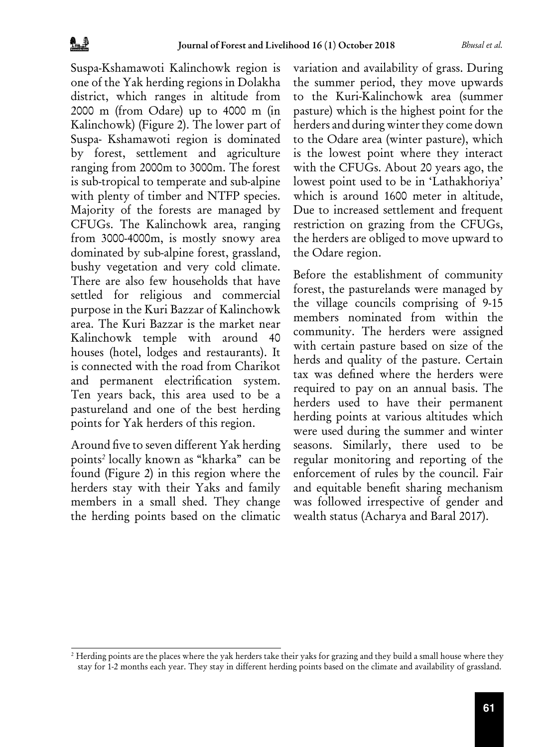Suspa-Kshamawoti Kalinchowk region is one of the Yak herding regions in Dolakha district, which ranges in altitude from 2000 m (from Odare) up to 4000 m (in Kalinchowk) (Figure 2). The lower part of Suspa- Kshamawoti region is dominated by forest, settlement and agriculture ranging from 2000m to 3000m. The forest is sub-tropical to temperate and sub-alpine with plenty of timber and NTFP species. Majority of the forests are managed by CFUGs. The Kalinchowk area, ranging from 3000-4000m, is mostly snowy area dominated by sub-alpine forest, grassland, bushy vegetation and very cold climate. There are also few households that have settled for religious and commercial purpose in the Kuri Bazzar of Kalinchowk area. The Kuri Bazzar is the market near Kalinchowk temple with around 40 houses (hotel, lodges and restaurants). It is connected with the road from Charikot and permanent electrification system. Ten years back, this area used to be a pastureland and one of the best herding points for Yak herders of this region.

Around five to seven different Yak herding points[2] locally known as "kharka" can be found (Figure 2) in this region where the herders stay with their Yaks and family members in a small shed. They change the herding points based on the climatic variation and availability of grass. During the summer period, they move upwards to the Kuri-Kalinchowk area (summer pasture) which is the highest point for the herders and during winter they come down to the Odare area (winter pasture), which is the lowest point where they interact with the CFUGs. About 20 years ago, the lowest point used to be in 'Lathakhoriya' which is around 1600 meter in altitude, Due to increased settlement and frequent restriction on grazing from the CFUGs, the herders are obliged to move upward to the Odare region.

Before the establishment of community forest, the pasturelands were managed by the village councils comprising of 9-15 members nominated from within the community. The herders were assigned with certain pasture based on size of the herds and quality of the pasture. Certain tax was defined where the herders were required to pay on an annual basis. The herders used to have their permanent herding points at various altitudes which were used during the summer and winter seasons. Similarly, there used to be regular monitoring and reporting of the enforcement of rules by the council. Fair and equitable benefit sharing mechanism was followed irrespective of gender and wealth status (Acharya and Baral 2017).

[2] Herding points are the places where the yak herders take their yaks for grazing and they build a small house where they stay for 1-2 months each year. They stay in different herding points based on the climate and availability of grassland.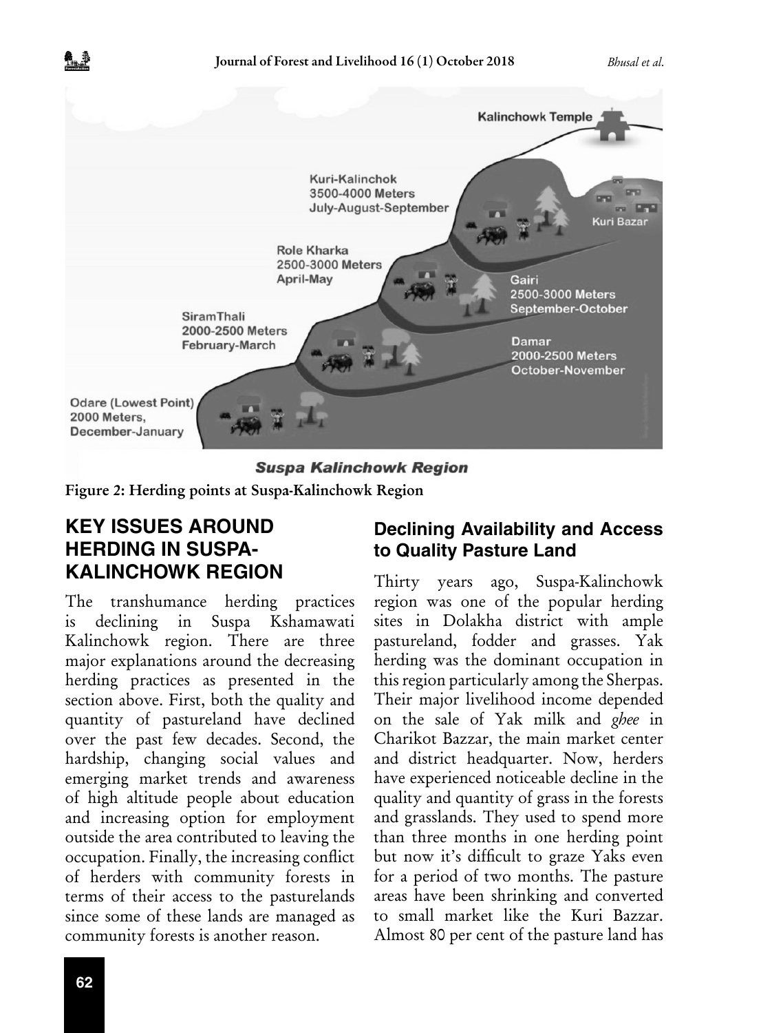Figure 2: Herding points at Suspa-Kalinchowk Region

## KEY ISSUES AROUND HERDING IN SUSPA-KALINCHOWK REGION

The transhumance herding practices is declining in Suspa Kshamawati Kalinchowk region. There are three major explanations around the decreasing herding practices as presented in the section above. First, both the quality and quantity of pastureland have declined over the past few decades. Second, the hardship, changing social values and emerging market trends and awareness of high altitude people about education and increasing option for employment outside the area contributed to leaving the occupation. Finally, the increasing conflict of herders with community forests in terms of their access to the pasturelands since some of these lands are managed as community forests is another reason.

### Declining Availability and Access to Quality Pasture Land

Thirty years ago, Suspa-Kalinchowk region was one of the popular herding sites in Dolakha district with ample pastureland, fodder and grasses. Yak herding was the dominant occupation in this region particularly among the Sherpas. Their major livelihood income depended on the sale of Yak milk and *ghee* in Charikot Bazzar, the main market center and district headquarter. Now, herders have experienced noticeable decline in the quality and quantity of grass in the forests and grasslands. They used to spend more than three months in one herding point but now it's difficult to graze Yaks even for a period of two months. The pasture areas have been shrinking and converted to small market like the Kuri Bazzar. Almost 80 per cent of the pasture land has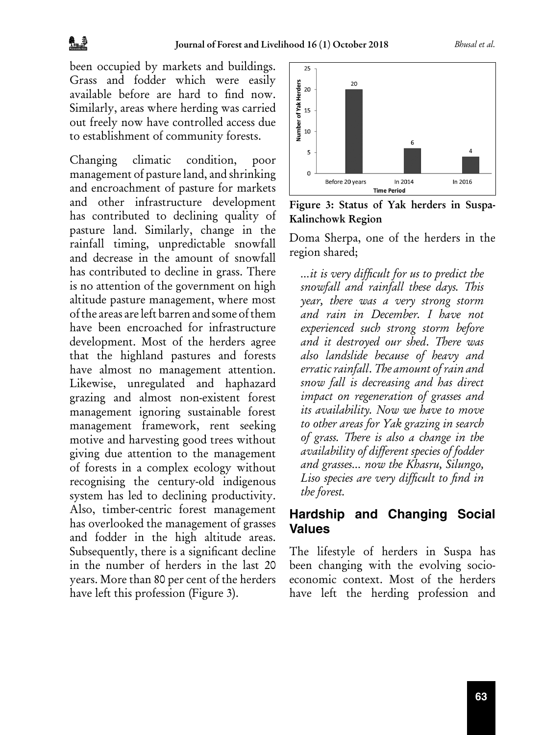been occupied by markets and buildings. Grass and fodder which were easily available before are hard to find now. Similarly, areas where herding was carried out freely now have controlled access due to establishment of community forests.

Changing climatic condition, poor management of pasture land, and shrinking and encroachment of pasture for markets and other infrastructure development has contributed to declining quality of pasture land. Similarly, change in the rainfall timing, unpredictable snowfall and decrease in the amount of snowfall has contributed to decline in grass. There is no attention of the government on high altitude pasture management, where most of the areas are left barren and some of them have been encroached for infrastructure development. Most of the herders agree that the highland pastures and forests have almost no management attention. Likewise, unregulated and haphazard grazing and almost non-existent forest management ignoring sustainable forest management framework, rent seeking motive and harvesting good trees without giving due attention to the management of forests in a complex ecology without recognising the century-old indigenous system has led to declining productivity. Also, timber-centric forest management has overlooked the management of grasses and fodder in the high altitude areas. Subsequently, there is a significant decline in the number of herders in the last 20 years. More than 80 per cent of the herders have left this profession (Figure 3).

**Figure 3: Status of Yak herders in Suspa-Kalinchowk Region**

Doma Sherpa, one of the herders in the region shared;

> *...it is very difficult for us to predict the snowfall and rainfall these days. This year, there was a very strong storm and rain in December. I have not experienced such strong storm before and it destroyed our shed. There was also landslide because of heavy and erratic rainfall. The amount of rain and snow fall is decreasing and has direct impact on regeneration of grasses and its availability. Now we have to move to other areas for Yak grazing in search of grass. There is also a change in the availability of different species of fodder and grasses... now the Khasru, Silungo, Liso species are very difficult to find in the forest.*

## Hardship and Changing Social Values

The lifestyle of herders in Suspa has been changing with the evolving socio-economic context. Most of the herders have left the herding profession and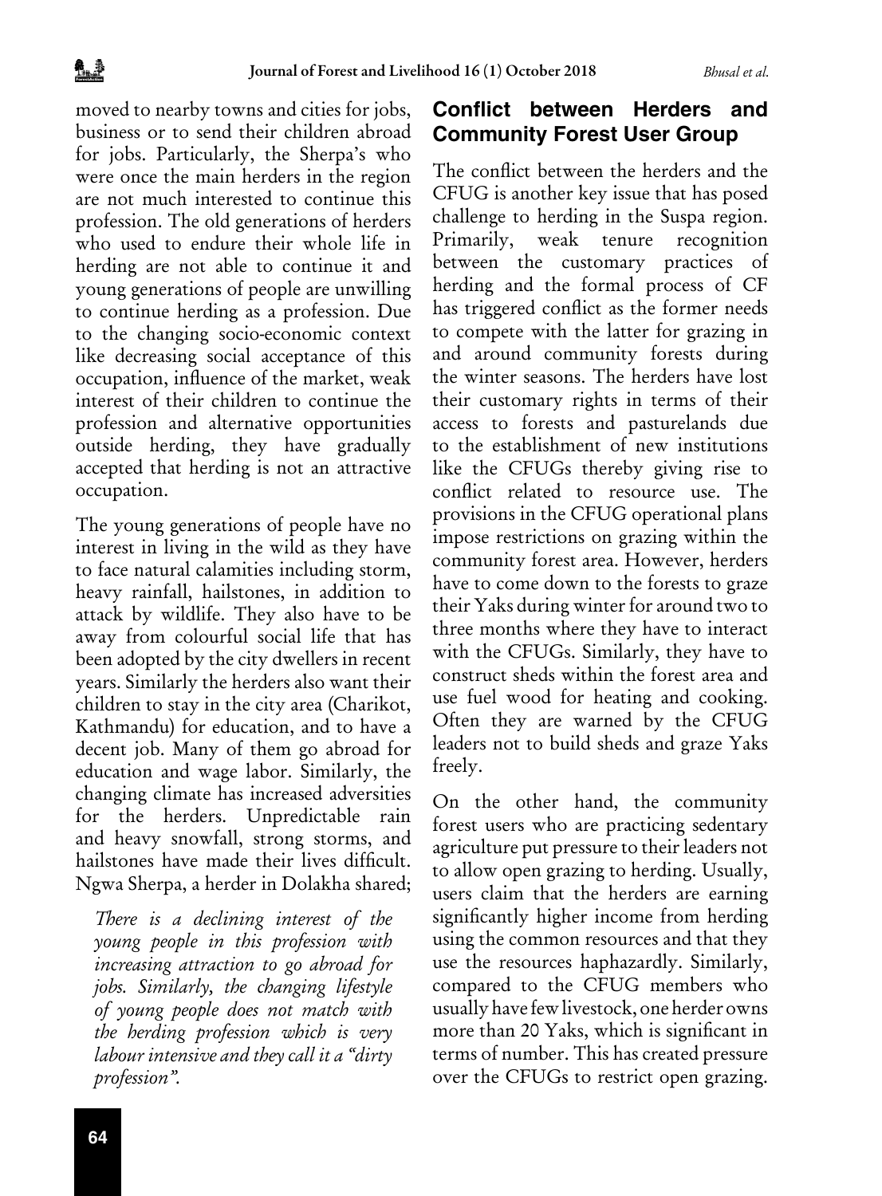moved to nearby towns and cities for jobs, business or to send their children abroad for jobs. Particularly, the Sherpa's who were once the main herders in the region are not much interested to continue this profession. The old generations of herders who used to endure their whole life in herding are not able to continue it and young generations of people are unwilling to continue herding as a profession. Due to the changing socio-economic context like decreasing social acceptance of this occupation, influence of the market, weak interest of their children to continue the profession and alternative opportunities outside herding, they have gradually accepted that herding is not an attractive occupation.

The young generations of people have no interest in living in the wild as they have to face natural calamities including storm, heavy rainfall, hailstones, in addition to attack by wildlife. They also have to be away from colourful social life that has been adopted by the city dwellers in recent years. Similarly the herders also want their children to stay in the city area (Charikot, Kathmandu) for education, and to have a decent job. Many of them go abroad for education and wage labor. Similarly, the changing climate has increased adversities for the herders. Unpredictable rain and heavy snowfall, strong storms, and hailstones have made their lives difficult. Ngwa Sherpa, a herder in Dolakha shared;

> *There is a declining interest of the young people in this profession with increasing attraction to go abroad for jobs. Similarly, the changing lifestyle of young people does not match with the herding profession which is very labour intensive and they call it a "dirty profession".*

## Conflict between Herders and Community Forest User Group

The conflict between the herders and the CFUG is another key issue that has posed challenge to herding in the Suspa region. Primarily, weak tenure recognition between the customary practices of herding and the formal process of CF has triggered conflict as the former needs to compete with the latter for grazing in and around community forests during the winter seasons. The herders have lost their customary rights in terms of their access to forests and pasturelands due to the establishment of new institutions like the CFUGs thereby giving rise to conflict related to resource use. The provisions in the CFUG operational plans impose restrictions on grazing within the community forest area. However, herders have to come down to the forests to graze their Yaks during winter for around two to three months where they have to interact with the CFUGs. Similarly, they have to construct sheds within the forest area and use fuel wood for heating and cooking. Often they are warned by the CFUG leaders not to build sheds and graze Yaks freely.

On the other hand, the community forest users who are practicing sedentary agriculture put pressure to their leaders not to allow open grazing to herding. Usually, users claim that the herders are earning significantly higher income from herding using the common resources and that they use the resources haphazardly. Similarly, compared to the CFUG members who usually have few livestock, one herder owns more than 20 Yaks, which is significant in terms of number. This has created pressure over the CFUGs to restrict open grazing.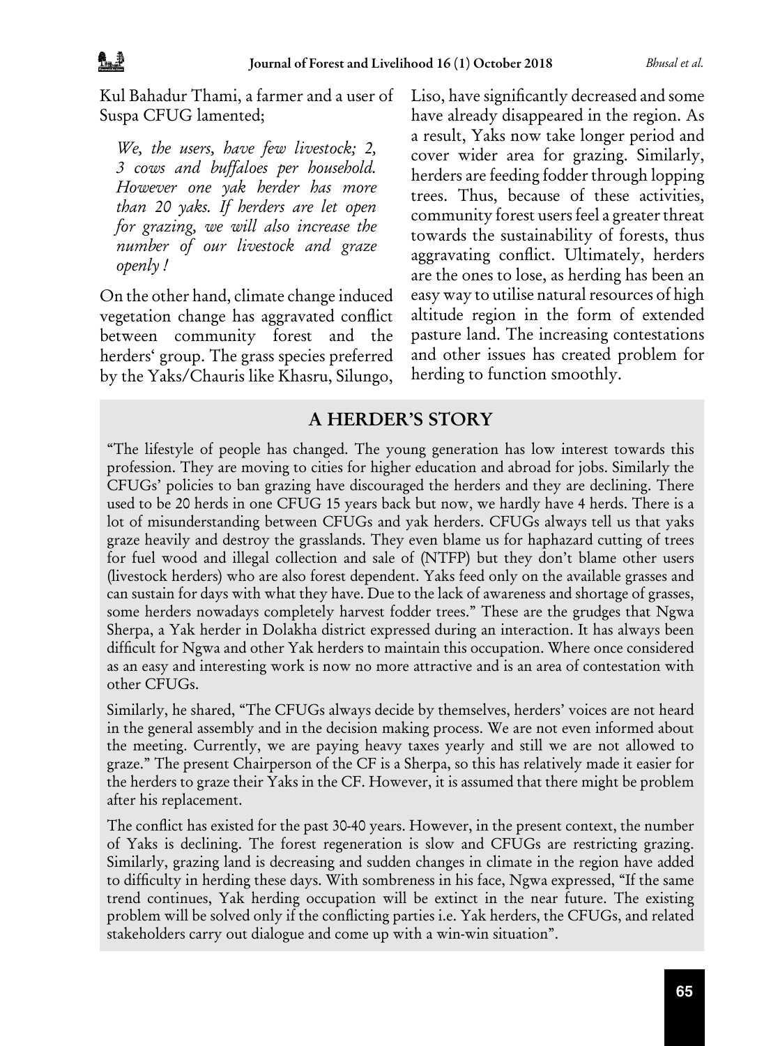Kul Bahadur Thami, a farmer and a user of Suspa CFUG lamented;

> *We, the users, have few livestock; 2, 3 cows and buffaloes per household. However one yak herder has more than 20 yaks. If herders are let open for grazing, we will also increase the number of our livestock and graze openly !*

On the other hand, climate change induced vegetation change has aggravated conflict between community forest and the herders' group. The grass species preferred by the Yaks/Chauris like Khasru, Silungo, Liso, have significantly decreased and some have already disappeared in the region. As a result, Yaks now take longer period and cover wider area for grazing. Similarly, herders are feeding fodder through lopping trees. Thus, because of these activities, community forest users feel a greater threat towards the sustainability of forests, thus aggravating conflict. Ultimately, herders are the ones to lose, as herding has been an easy way to utilise natural resources of high altitude region in the form of extended pasture land. The increasing contestations and other issues has created problem for herding to function smoothly.

## A HERDER'S STORY

"The lifestyle of people has changed. The young generation has low interest towards this profession. They are moving to cities for higher education and abroad for jobs. Similarly the CFUGs' policies to ban grazing have discouraged the herders and they are declining. There used to be 20 herds in one CFUG 15 years back but now, we hardly have 4 herds. There is a lot of misunderstanding between CFUGs and yak herders. CFUGs always tell us that yaks graze heavily and destroy the grasslands. They even blame us for haphazard cutting of trees for fuel wood and illegal collection and sale of (NTFP) but they don't blame other users (livestock herders) who are also forest dependent. Yaks feed only on the available grasses and can sustain for days with what they have. Due to the lack of awareness and shortage of grasses, some herders nowadays completely harvest fodder trees." These are the grudges that Ngwa Sherpa, a Yak herder in Dolakha district expressed during an interaction. It has always been difficult for Ngwa and other Yak herders to maintain this occupation. Where once considered as an easy and interesting work is now no more attractive and is an area of contestation with other CFUGs.

Similarly, he shared, "The CFUGs always decide by themselves, herders' voices are not heard in the general assembly and in the decision making process. We are not even informed about the meeting. Currently, we are paying heavy taxes yearly and still we are not allowed to graze." The present Chairperson of the CF is a Sherpa, so this has relatively made it easier for the herders to graze their Yaks in the CF. However, it is assumed that there might be problem after his replacement.

The conflict has existed for the past 30-40 years. However, in the present context, the number of Yaks is declining. The forest regeneration is slow and CFUGs are restricting grazing. Similarly, grazing land is decreasing and sudden changes in climate in the region have added to difficulty in herding these days. With sombreness in his face, Ngwa expressed, "If the same trend continues, Yak herding occupation will be extinct in the near future. The existing problem will be solved only if the conflicting parties i.e. Yak herders, the CFUGs, and related stakeholders carry out dialogue and come up with a win-win situation".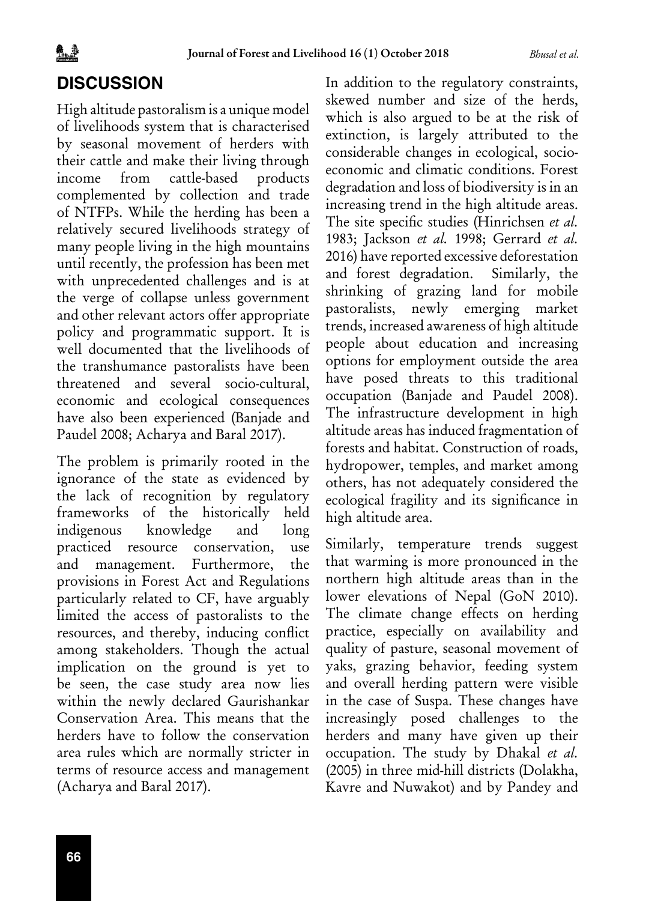## DISCUSSION

High altitude pastoralism is a unique model of livelihoods system that is characterised by seasonal movement of herders with their cattle and make their living through income from cattle-based products complemented by collection and trade of NTFPs. While the herding has been a relatively secured livelihoods strategy of many people living in the high mountains until recently, the profession has been met with unprecedented challenges and is at the verge of collapse unless government and other relevant actors offer appropriate policy and programmatic support. It is well documented that the livelihoods of the transhumance pastoralists have been threatened and several socio-cultural, economic and ecological consequences have also been experienced (Banjade and Paudel 2008; Acharya and Baral 2017).

The problem is primarily rooted in the ignorance of the state as evidenced by the lack of recognition by regulatory frameworks of the historically held indigenous knowledge and long practiced resource conservation, use and management. Furthermore, the provisions in Forest Act and Regulations particularly related to CF, have arguably limited the access of pastoralists to the resources, and thereby, inducing conflict among stakeholders. Though the actual implication on the ground is yet to be seen, the case study area now lies within the newly declared Gaurishankar Conservation Area. This means that the herders have to follow the conservation area rules which are normally stricter in terms of resource access and management (Acharya and Baral 2017).

In addition to the regulatory constraints, skewed number and size of the herds, which is also argued to be at the risk of extinction, is largely attributed to the considerable changes in ecological, socio-economic and climatic conditions. Forest degradation and loss of biodiversity is in an increasing trend in the high altitude areas. The site specific studies (Hinrichsen *et al.* 1983; Jackson *et al.* 1998; Gerrard *et al.* 2016) have reported excessive deforestation and forest degradation. Similarly, the shrinking of grazing land for mobile pastoralists, newly emerging market trends, increased awareness of high altitude people about education and increasing options for employment outside the area have posed threats to this traditional occupation (Banjade and Paudel 2008). The infrastructure development in high altitude areas has induced fragmentation of forests and habitat. Construction of roads, hydropower, temples, and market among others, has not adequately considered the ecological fragility and its significance in high altitude area.

Similarly, temperature trends suggest that warming is more pronounced in the northern high altitude areas than in the lower elevations of Nepal (GoN 2010). The climate change effects on herding practice, especially on availability and quality of pasture, seasonal movement of yaks, grazing behavior, feeding system and overall herding pattern were visible in the case of Suspa. These changes have increasingly posed challenges to the herders and many have given up their occupation. The study by Dhakal *et al.* (2005) in three mid-hill districts (Dolakha, Kavre and Nuwakot) and by Pandey and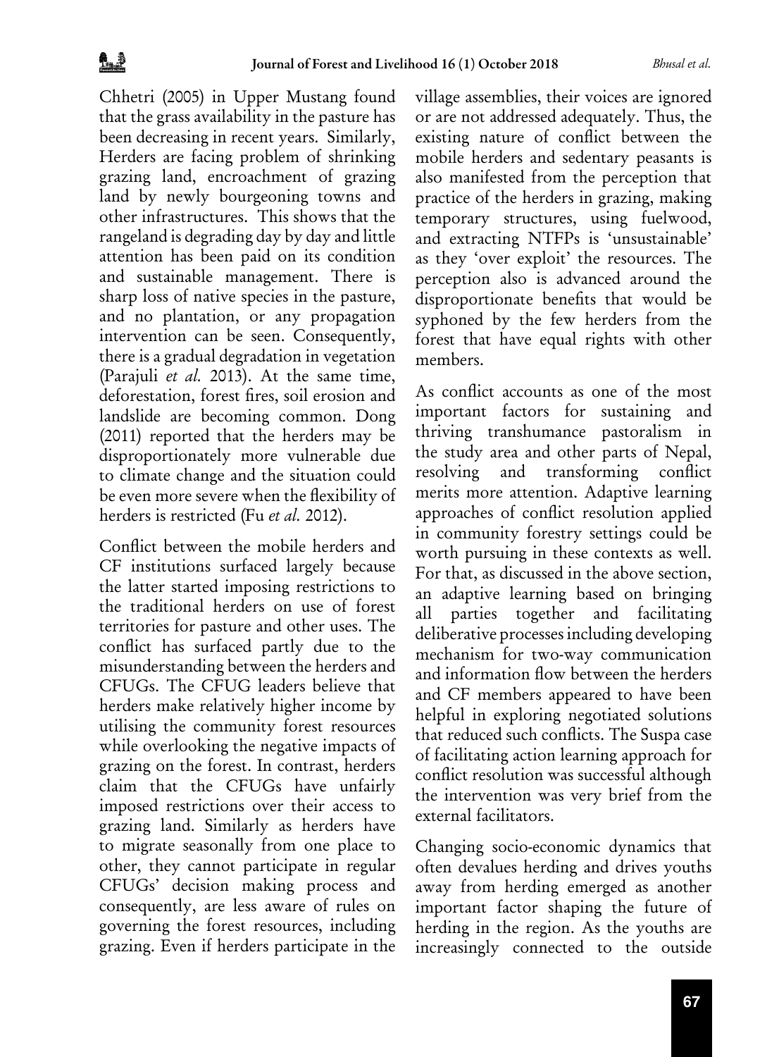Chhetri (2005) in Upper Mustang found that the grass availability in the pasture has been decreasing in recent years. Similarly, Herders are facing problem of shrinking grazing land, encroachment of grazing land by newly bourgeoning towns and other infrastructures. This shows that the rangeland is degrading day by day and little attention has been paid on its condition and sustainable management. There is sharp loss of native species in the pasture, and no plantation, or any propagation intervention can be seen. Consequently, there is a gradual degradation in vegetation (Parajuli *et al.* 2013). At the same time, deforestation, forest fires, soil erosion and landslide are becoming common. Dong (2011) reported that the herders may be disproportionately more vulnerable due to climate change and the situation could be even more severe when the flexibility of herders is restricted (Fu *et al.* 2012).

Conflict between the mobile herders and CF institutions surfaced largely because the latter started imposing restrictions to the traditional herders on use of forest territories for pasture and other uses. The conflict has surfaced partly due to the misunderstanding between the herders and CFUGs. The CFUG leaders believe that herders make relatively higher income by utilising the community forest resources while overlooking the negative impacts of grazing on the forest. In contrast, herders claim that the CFUGs have unfairly imposed restrictions over their access to grazing land. Similarly as herders have to migrate seasonally from one place to other, they cannot participate in regular CFUGs' decision making process and consequently, are less aware of rules on governing the forest resources, including grazing. Even if herders participate in the village assemblies, their voices are ignored or are not addressed adequately. Thus, the existing nature of conflict between the mobile herders and sedentary peasants is also manifested from the perception that practice of the herders in grazing, making temporary structures, using fuelwood, and extracting NTFPs is 'unsustainable' as they 'over exploit' the resources. The perception also is advanced around the disproportionate benefits that would be syphoned by the few herders from the forest that have equal rights with other members.

As conflict accounts as one of the most important factors for sustaining and thriving transhumance pastoralism in the study area and other parts of Nepal, resolving and transforming conflict merits more attention. Adaptive learning approaches of conflict resolution applied in community forestry settings could be worth pursuing in these contexts as well. For that, as discussed in the above section, an adaptive learning based on bringing all parties together and facilitating deliberative processes including developing mechanism for two-way communication and information flow between the herders and CF members appeared to have been helpful in exploring negotiated solutions that reduced such conflicts. The Suspa case of facilitating action learning approach for conflict resolution was successful although the intervention was very brief from the external facilitators.

Changing socio-economic dynamics that often devalues herding and drives youths away from herding emerged as another important factor shaping the future of herding in the region. As the youths are increasingly connected to the outside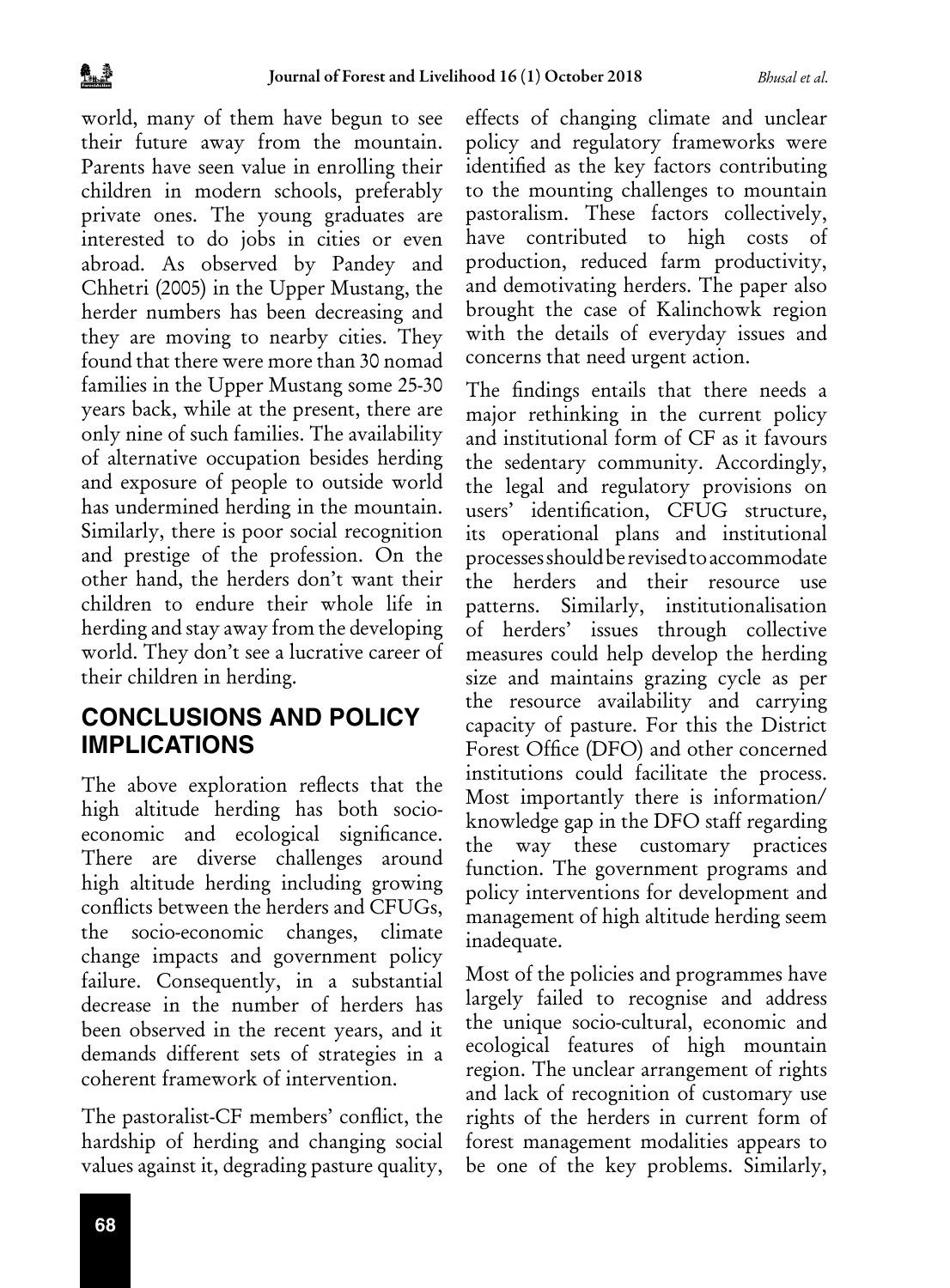world, many of them have begun to see their future away from the mountain. Parents have seen value in enrolling their children in modern schools, preferably private ones. The young graduates are interested to do jobs in cities or even abroad. As observed by Pandey and Chhetri (2005) in the Upper Mustang, the herder numbers has been decreasing and they are moving to nearby cities. They found that there were more than 30 nomad families in the Upper Mustang some 25-30 years back, while at the present, there are only nine of such families. The availability of alternative occupation besides herding and exposure of people to outside world has undermined herding in the mountain. Similarly, there is poor social recognition and prestige of the profession. On the other hand, the herders don't want their children to endure their whole life in herding and stay away from the developing world. They don't see a lucrative career of their children in herding.

## CONCLUSIONS AND POLICY IMPLICATIONS

The above exploration reflects that the high altitude herding has both socio-economic and ecological significance. There are diverse challenges around high altitude herding including growing conflicts between the herders and CFUGs, the socio-economic changes, climate change impacts and government policy failure. Consequently, in a substantial decrease in the number of herders has been observed in the recent years, and it demands different sets of strategies in a coherent framework of intervention.

The pastoralist-CF members' conflict, the hardship of herding and changing social values against it, degrading pasture quality, effects of changing climate and unclear policy and regulatory frameworks were identified as the key factors contributing to the mounting challenges to mountain pastoralism. These factors collectively, have contributed to high costs of production, reduced farm productivity, and demotivating herders. The paper also brought the case of Kalinchowk region with the details of everyday issues and concerns that need urgent action.

The findings entails that there needs a major rethinking in the current policy and institutional form of CF as it favours the sedentary community. Accordingly, the legal and regulatory provisions on users' identification, CFUG structure, its operational plans and institutional processes should be revised to accommodate the herders and their resource use patterns. Similarly, institutionalisation of herders' issues through collective measures could help develop the herding size and maintains grazing cycle as per the resource availability and carrying capacity of pasture. For this the District Forest Office (DFO) and other concerned institutions could facilitate the process. Most importantly there is information/ knowledge gap in the DFO staff regarding the way these customary practices function. The government programs and policy interventions for development and management of high altitude herding seem inadequate.

Most of the policies and programmes have largely failed to recognise and address the unique socio-cultural, economic and ecological features of high mountain region. The unclear arrangement of rights and lack of recognition of customary use rights of the herders in current form of forest management modalities appears to be one of the key problems. Similarly,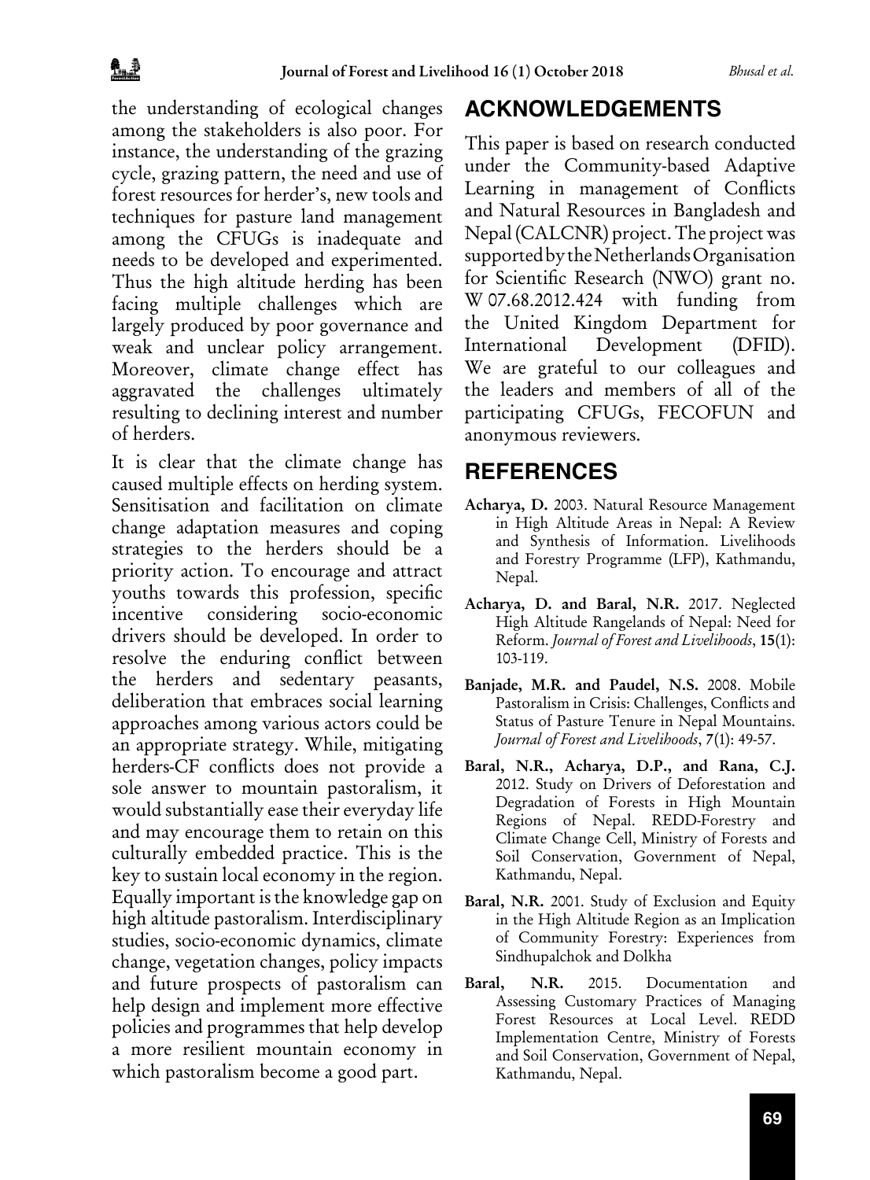the understanding of ecological changes among the stakeholders is also poor. For instance, the understanding of the grazing cycle, grazing pattern, the need and use of forest resources for herder's, new tools and techniques for pasture land management among the CFUGs is inadequate and needs to be developed and experimented. Thus the high altitude herding has been facing multiple challenges which are largely produced by poor governance and weak and unclear policy arrangement. Moreover, climate change effect has aggravated the challenges ultimately resulting to declining interest and number of herders.

It is clear that the climate change has caused multiple effects on herding system. Sensitisation and facilitation on climate change adaptation measures and coping strategies to the herders should be a priority action. To encourage and attract youths towards this profession, specific incentive considering socio-economic drivers should be developed. In order to resolve the enduring conflict between the herders and sedentary peasants, deliberation that embraces social learning approaches among various actors could be an appropriate strategy. While, mitigating herders-CF conflicts does not provide a sole answer to mountain pastoralism, it would substantially ease their everyday life and may encourage them to retain on this culturally embedded practice. This is the key to sustain local economy in the region. Equally important is the knowledge gap on high altitude pastoralism. Interdisciplinary studies, socio-economic dynamics, climate change, vegetation changes, policy impacts and future prospects of pastoralism can help design and implement more effective policies and programmes that help develop a more resilient mountain economy in which pastoralism become a good part.

## ACKNOWLEDGEMENTS

This paper is based on research conducted under the Community-based Adaptive Learning in management of Conflicts and Natural Resources in Bangladesh and Nepal (CALCNR) project. The project was supported by the Netherlands Organisation for Scientific Research (NWO) grant no. W 07.68.2012.424 with funding from the United Kingdom Department for International Development (DFID). We are grateful to our colleagues and the leaders and members of all of the participating CFUGs, FECOFUN and anonymous reviewers.

## REFERENCES

**Acharya, D.** 2003. Natural Resource Management in High Altitude Areas in Nepal: A Review and Synthesis of Information. Livelihoods and Forestry Programme (LFP), Kathmandu, Nepal.

**Acharya, D. and Baral, N.R.** 2017. Neglected High Altitude Rangelands of Nepal: Need for Reform. *Journal of Forest and Livelihoods*, **15**(1): 103-119.

**Banjade, M.R. and Paudel, N.S.** 2008. Mobile Pastoralism in Crisis: Challenges, Conflicts and Status of Pasture Tenure in Nepal Mountains. *Journal of Forest and Livelihoods*, **7**(1): 49-57.

**Baral, N.R., Acharya, D.P., and Rana, C.J.** 2012. Study on Drivers of Deforestation and Degradation of Forests in High Mountain Regions of Nepal. REDD-Forestry and Climate Change Cell, Ministry of Forests and Soil Conservation, Government of Nepal, Kathmandu, Nepal.

**Baral, N.R.** 2001. Study of Exclusion and Equity in the High Altitude Region as an Implication of Community Forestry: Experiences from Sindhupalchok and Dolkha

**Baral, N.R.** 2015. Documentation and Assessing Customary Practices of Managing Forest Resources at Local Level. REDD Implementation Centre, Ministry of Forests and Soil Conservation, Government of Nepal, Kathmandu, Nepal.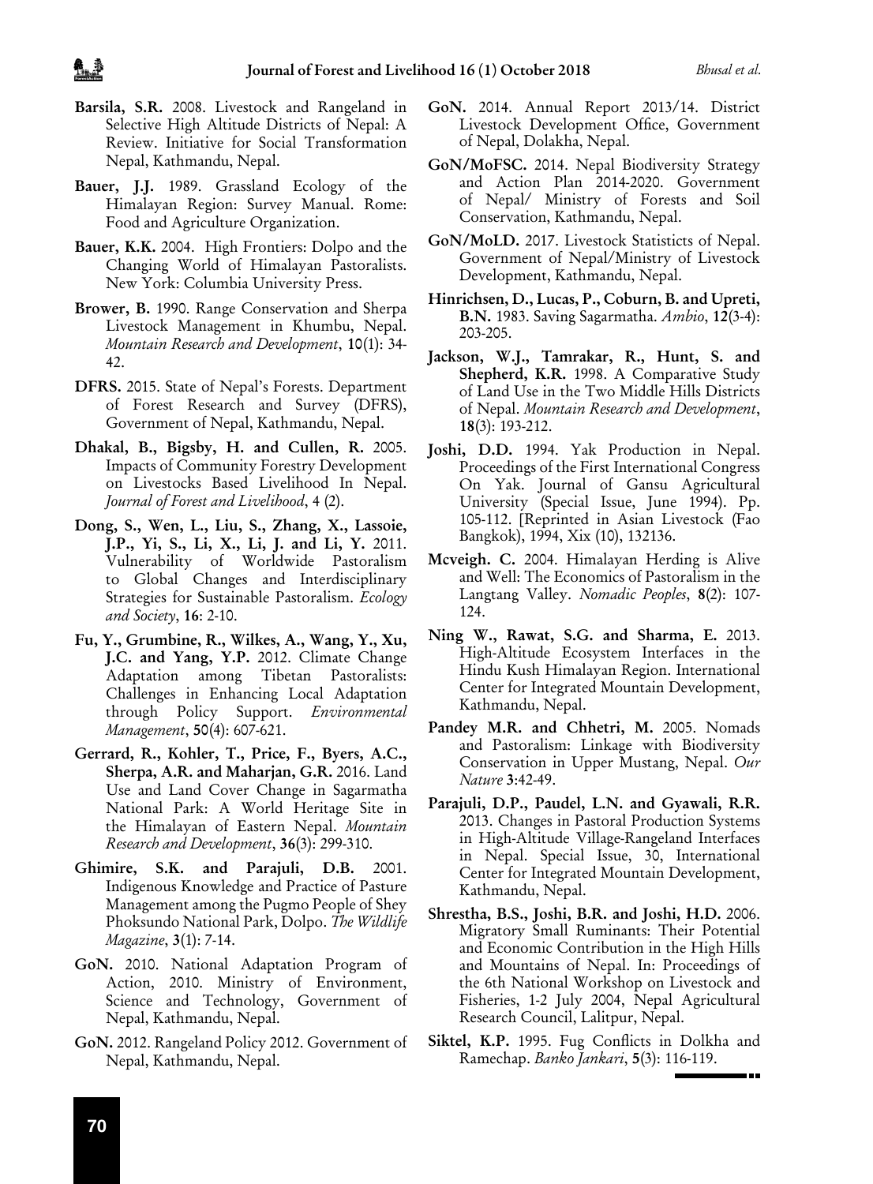**Barsila, S.R.** 2008. Livestock and Rangeland in Selective High Altitude Districts of Nepal: A Review. Initiative for Social Transformation Nepal, Kathmandu, Nepal.

**Bauer, J.J.** 1989. Grassland Ecology of the Himalayan Region: Survey Manual. Rome: Food and Agriculture Organization.

**Bauer, K.K.** 2004. High Frontiers: Dolpo and the Changing World of Himalayan Pastoralists. New York: Columbia University Press.

**Brower, B.** 1990. Range Conservation and Sherpa Livestock Management in Khumbu, Nepal. *Mountain Research and Development*, **10**(1): 34-42.

**DFRS.** 2015. State of Nepal's Forests. Department of Forest Research and Survey (DFRS), Government of Nepal, Kathmandu, Nepal.

**Dhakal, B., Bigsby, H. and Cullen, R.** 2005. Impacts of Community Forestry Development on Livestocks Based Livelihood In Nepal. *Journal of Forest and Livelihood*, 4 (2).

**Dong, S., Wen, L., Liu, S., Zhang, X., Lassoie, J.P., Yi, S., Li, X., Li, J. and Li, Y.** 2011. Vulnerability of Worldwide Pastoralism to Global Changes and Interdisciplinary Strategies for Sustainable Pastoralism. *Ecology and Society*, **16**: 2-10.

**Fu, Y., Grumbine, R., Wilkes, A., Wang, Y., Xu, J.C. and Yang, Y.P.** 2012. Climate Change Adaptation among Tibetan Pastoralists: Challenges in Enhancing Local Adaptation through Policy Support. *Environmental Management*, **50**(4): 607-621.

**Gerrard, R., Kohler, T., Price, F., Byers, A.C., Sherpa, A.R. and Maharjan, G.R.** 2016. Land Use and Land Cover Change in Sagarmatha National Park: A World Heritage Site in the Himalayan of Eastern Nepal. *Mountain Research and Development*, **36**(3): 299-310.

**Ghimire, S.K. and Parajuli, D.B.** 2001. Indigenous Knowledge and Practice of Pasture Management among the Pugmo People of Shey Phoksundo National Park, Dolpo. *The Wildlife Magazine*, **3**(1): 7-14.

**GoN.** 2010. National Adaptation Program of Action, 2010. Ministry of Environment, Science and Technology, Government of Nepal, Kathmandu, Nepal.

**GoN.** 2012. Rangeland Policy 2012. Government of Nepal, Kathmandu, Nepal.

**GoN.** 2014. Annual Report 2013/14. District Livestock Development Office, Government of Nepal, Dolakha, Nepal.

**GoN/MoFSC.** 2014. Nepal Biodiversity Strategy and Action Plan 2014-2020. Government of Nepal/ Ministry of Forests and Soil Conservation, Kathmandu, Nepal.

**GoN/MoLD.** 2017. Livestock Statisticts of Nepal. Government of Nepal/Ministry of Livestock Development, Kathmandu, Nepal.

**Hinrichsen, D., Lucas, P., Coburn, B. and Upreti, B.N.** 1983. Saving Sagarmatha. *Ambio*, **12**(3-4): 203-205.

**Jackson, W.J., Tamrakar, R., Hunt, S. and Shepherd, K.R.** 1998. A Comparative Study of Land Use in the Two Middle Hills Districts of Nepal. *Mountain Research and Development*, **18**(3): 193-212.

**Joshi, D.D.** 1994. Yak Production in Nepal. Proceedings of the First International Congress On Yak. Journal of Gansu Agricultural University (Special Issue, June 1994). Pp. 105-112. [Reprinted in Asian Livestock (Fao Bangkok), 1994, Xix (10), 132136.

**Mcveigh. C.** 2004. Himalayan Herding is Alive and Well: The Economics of Pastoralism in the Langtang Valley. *Nomadic Peoples*, **8**(2): 107-124.

**Ning W., Rawat, S.G. and Sharma, E.** 2013. High-Altitude Ecosystem Interfaces in the Hindu Kush Himalayan Region. International Center for Integrated Mountain Development, Kathmandu, Nepal.

**Pandey M.R. and Chhetri, M.** 2005. Nomads and Pastoralism: Linkage with Biodiversity Conservation in Upper Mustang, Nepal. *Our Nature* **3**:42-49.

**Parajuli, D.P., Paudel, L.N. and Gyawali, R.R.** 2013. Changes in Pastoral Production Systems in High-Altitude Village-Rangeland Interfaces in Nepal. Special Issue, 30, International Center for Integrated Mountain Development, Kathmandu, Nepal.

**Shrestha, B.S., Joshi, B.R. and Joshi, H.D.** 2006. Migratory Small Ruminants: Their Potential and Economic Contribution in the High Hills and Mountains of Nepal. In: Proceedings of the 6th National Workshop on Livestock and Fisheries, 1-2 July 2004, Nepal Agricultural Research Council, Lalitpur, Nepal.

**Siktel, K.P.** 1995. Fug Conflicts in Dolkha and Ramechap. *Banko Jankari*, **5**(3): 116-119.